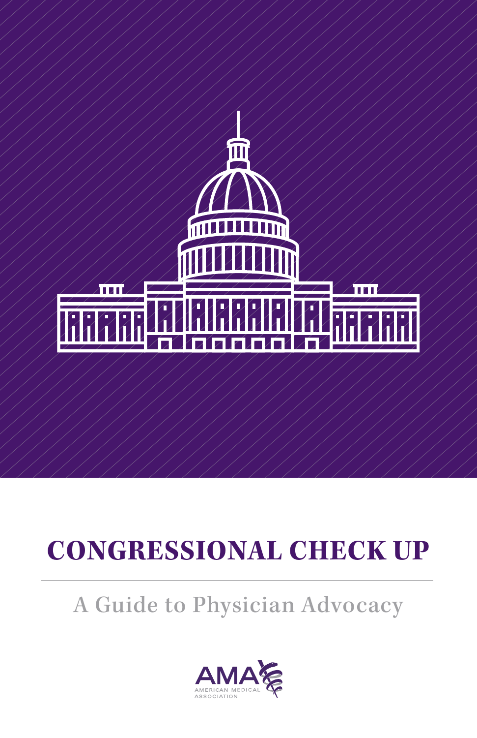# CONGRESSIONAL CHECK UP

## A Guide to Physician Advocacy

AMA
AMERICAN MEDICAL ASSOCIATION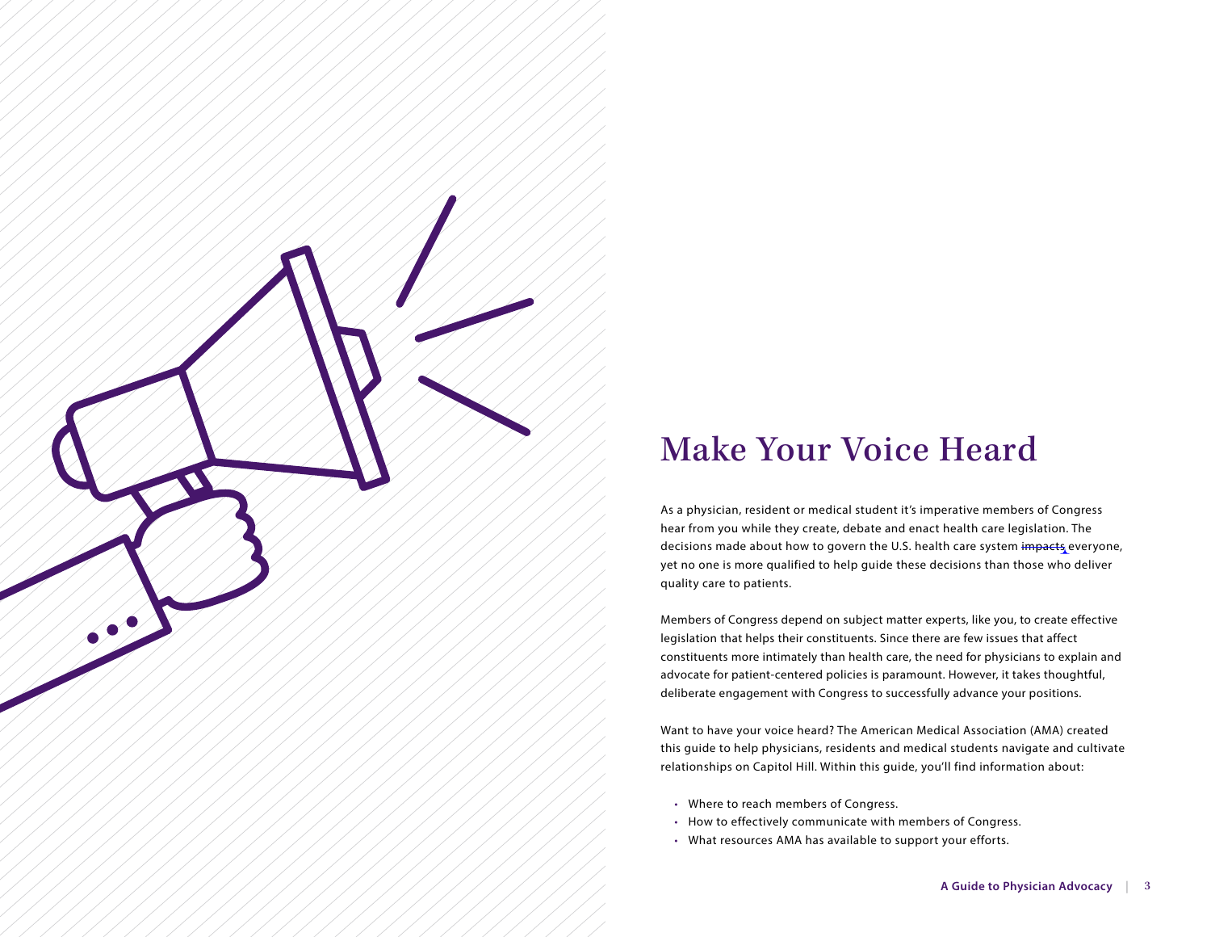# Make Your Voice Heard

As a physician, resident or medical student it's imperative members of Congress hear from you while they create, debate and enact health care legislation. The decisions made about how to govern the U.S. health care system ~~impacts~~ everyone, yet no one is more qualified to help guide these decisions than those who deliver quality care to patients.

Members of Congress depend on subject matter experts, like you, to create effective legislation that helps their constituents. Since there are few issues that affect constituents more intimately than health care, the need for physicians to explain and advocate for patient-centered policies is paramount. However, it takes thoughtful, deliberate engagement with Congress to successfully advance your positions.

Want to have your voice heard? The American Medical Association (AMA) created this guide to help physicians, residents and medical students navigate and cultivate relationships on Capitol Hill. Within this guide, you'll find information about:

- Where to reach members of Congress.
- How to effectively communicate with members of Congress.
- What resources AMA has available to support your efforts.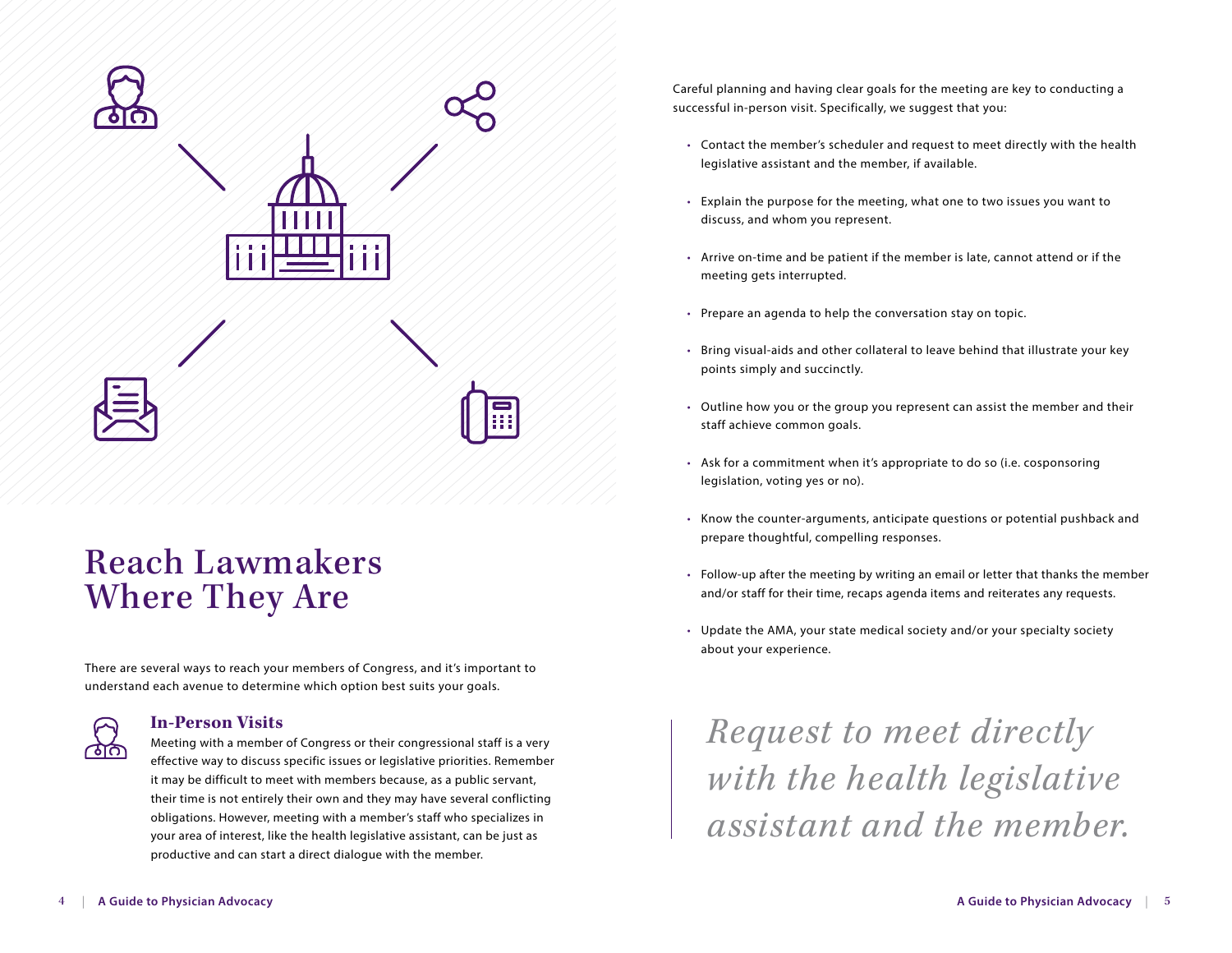# Reach Lawmakers Where They Are

There are several ways to reach your members of Congress, and it's important to understand each avenue to determine which option best suits your goals.

### In-Person Visits

Meeting with a member of Congress or their congressional staff is a very effective way to discuss specific issues or legislative priorities. Remember it may be difficult to meet with members because, as a public servant, their time is not entirely their own and they may have several conflicting obligations. However, meeting with a member's staff who specializes in your area of interest, like the health legislative assistant, can be just as productive and can start a direct dialogue with the member.

Careful planning and having clear goals for the meeting are key to conducting a successful in-person visit. Specifically, we suggest that you:

- Contact the member's scheduler and request to meet directly with the health legislative assistant and the member, if available.
- Explain the purpose for the meeting, what one to two issues you want to discuss, and whom you represent.
- Arrive on-time and be patient if the member is late, cannot attend or if the meeting gets interrupted.
- Prepare an agenda to help the conversation stay on topic.
- Bring visual-aids and other collateral to leave behind that illustrate your key points simply and succinctly.
- Outline how you or the group you represent can assist the member and their staff achieve common goals.
- Ask for a commitment when it's appropriate to do so (i.e. cosponsoring legislation, voting yes or no).
- Know the counter-arguments, anticipate questions or potential pushback and prepare thoughtful, compelling responses.
- Follow-up after the meeting by writing an email or letter that thanks the member and/or staff for their time, recaps agenda items and reiterates any requests.
- Update the AMA, your state medical society and/or your specialty society about your experience.

> *Request to meet directly with the health legislative assistant and the member.*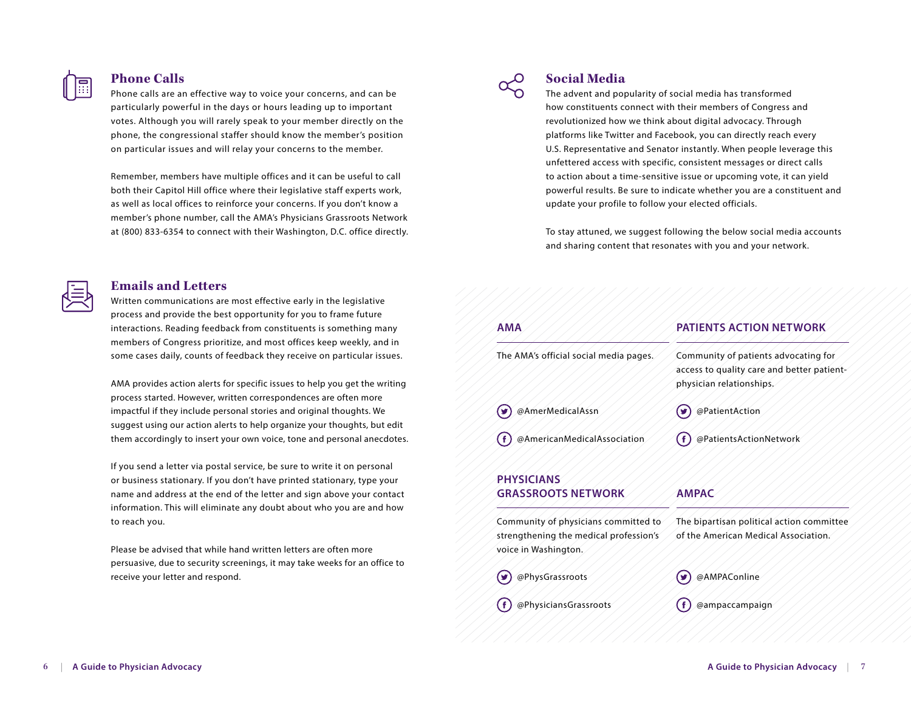## Phone Calls

Phone calls are an effective way to voice your concerns, and can be particularly powerful in the days or hours leading up to important votes. Although you will rarely speak to your member directly on the phone, the congressional staffer should know the member's position on particular issues and will relay your concerns to the member.

Remember, members have multiple offices and it can be useful to call both their Capitol Hill office where their legislative staff experts work, as well as local offices to reinforce your concerns. If you don't know a member's phone number, call the AMA's Physicians Grassroots Network at (800) 833-6354 to connect with their Washington, D.C. office directly.

## Emails and Letters

Written communications are most effective early in the legislative process and provide the best opportunity for you to frame future interactions. Reading feedback from constituents is something many members of Congress prioritize, and most offices keep weekly, and in some cases daily, counts of feedback they receive on particular issues.

AMA provides action alerts for specific issues to help you get the writing process started. However, written correspondences are often more impactful if they include personal stories and original thoughts. We suggest using our action alerts to help organize your thoughts, but edit them accordingly to insert your own voice, tone and personal anecdotes.

If you send a letter via postal service, be sure to write it on personal or business stationary. If you don't have printed stationary, type your name and address at the end of the letter and sign above your contact information. This will eliminate any doubt about who you are and how to reach you.

Please be advised that while hand written letters are often more persuasive, due to security screenings, it may take weeks for an office to receive your letter and respond.

## Social Media

The advent and popularity of social media has transformed how constituents connect with their members of Congress and revolutionized how we think about digital advocacy. Through platforms like Twitter and Facebook, you can directly reach every U.S. Representative and Senator instantly. When people leverage this unfettered access with specific, consistent messages or direct calls to action about a time-sensitive issue or upcoming vote, it can yield powerful results. Be sure to indicate whether you are a constituent and update your profile to follow your elected officials.

To stay attuned, we suggest following the below social media accounts and sharing content that resonates with you and your network.

### AMA

The AMA's official social media pages.

- Twitter: @AmerMedicalAssn
- Facebook: @AmericanMedicalAssociation

### PATIENTS ACTION NETWORK

Community of patients advocating for access to quality care and better patient-physician relationships.

- Twitter: @PatientAction
- Facebook: @PatientsActionNetwork

### PHYSICIANS GRASSROOTS NETWORK

Community of physicians committed to strengthening the medical profession's voice in Washington.

- Twitter: @PhysGrassroots
- Facebook: @PhysiciansGrassroots

### AMPAC

The bipartisan political action committee of the American Medical Association.

- Twitter: @AMPAConline
- Facebook: @ampaccampaign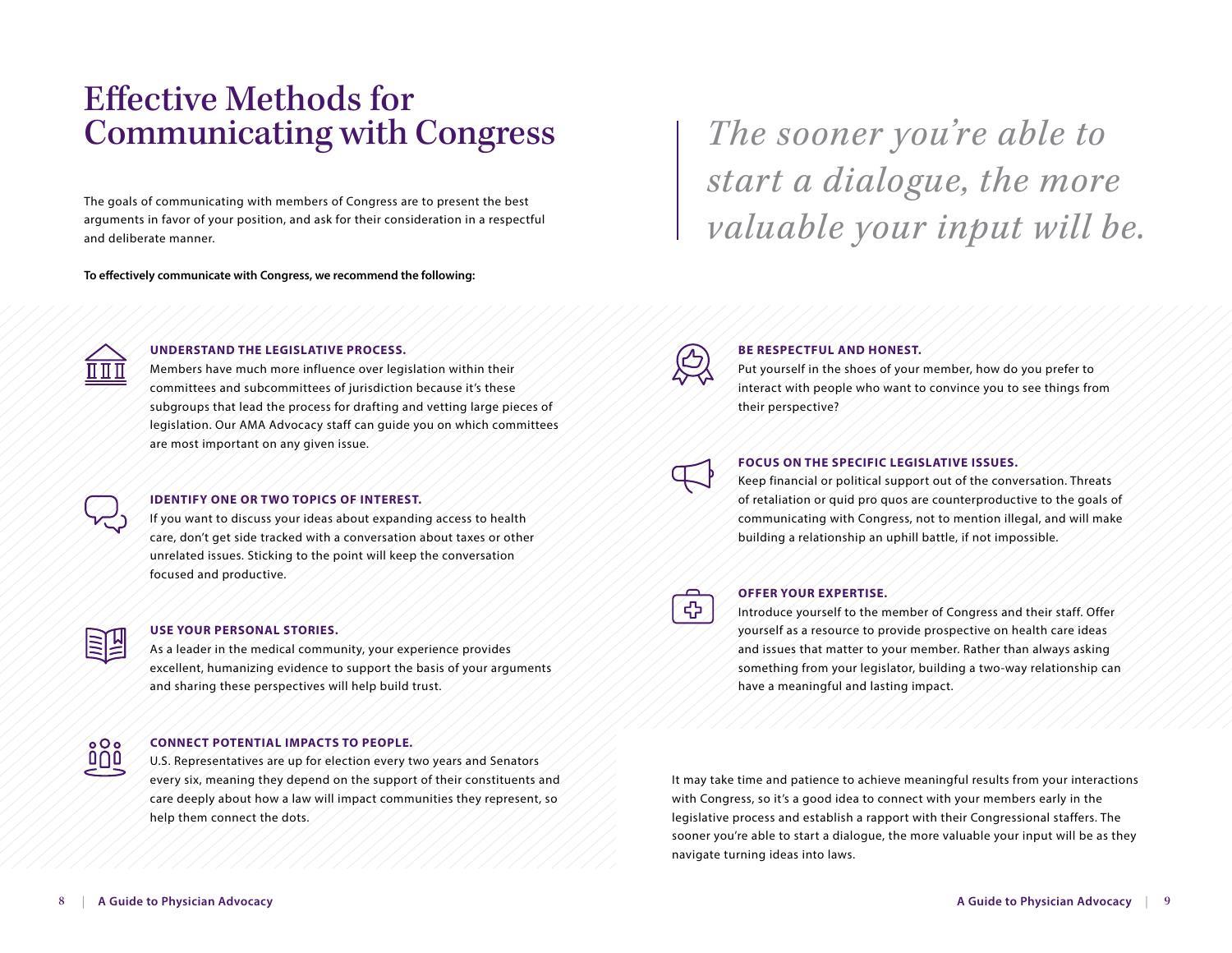# Effective Methods for Communicating with Congress

The goals of communicating with members of Congress are to present the best arguments in favor of your position, and ask for their consideration in a respectful and deliberate manner.

> *The sooner you're able to start a dialogue, the more valuable your input will be.*

**To effectively communicate with Congress, we recommend the following:**

**UNDERSTAND THE LEGISLATIVE PROCESS.**
Members have much more influence over legislation within their committees and subcommittees of jurisdiction because it's these subgroups that lead the process for drafting and vetting large pieces of legislation. Our AMA Advocacy staff can guide you on which committees are most important on any given issue.

**IDENTIFY ONE OR TWO TOPICS OF INTEREST.**
If you want to discuss your ideas about expanding access to health care, don't get side tracked with a conversation about taxes or other unrelated issues. Sticking to the point will keep the conversation focused and productive.

**USE YOUR PERSONAL STORIES.**
As a leader in the medical community, your experience provides excellent, humanizing evidence to support the basis of your arguments and sharing these perspectives will help build trust.

**CONNECT POTENTIAL IMPACTS TO PEOPLE.**
U.S. Representatives are up for election every two years and Senators every six, meaning they depend on the support of their constituents and care deeply about how a law will impact communities they represent, so help them connect the dots.

**BE RESPECTFUL AND HONEST.**
Put yourself in the shoes of your member, how do you prefer to interact with people who want to convince you to see things from their perspective?

**FOCUS ON THE SPECIFIC LEGISLATIVE ISSUES.**
Keep financial or political support out of the conversation. Threats of retaliation or quid pro quos are counterproductive to the goals of communicating with Congress, not to mention illegal, and will make building a relationship an uphill battle, if not impossible.

**OFFER YOUR EXPERTISE.**
Introduce yourself to the member of Congress and their staff. Offer yourself as a resource to provide prospective on health care ideas and issues that matter to your member. Rather than always asking something from your legislator, building a two-way relationship can have a meaningful and lasting impact.

It may take time and patience to achieve meaningful results from your interactions with Congress, so it's a good idea to connect with your members early in the legislative process and establish a rapport with their Congressional staffers. The sooner you're able to start a dialogue, the more valuable your input will be as they navigate turning ideas into laws.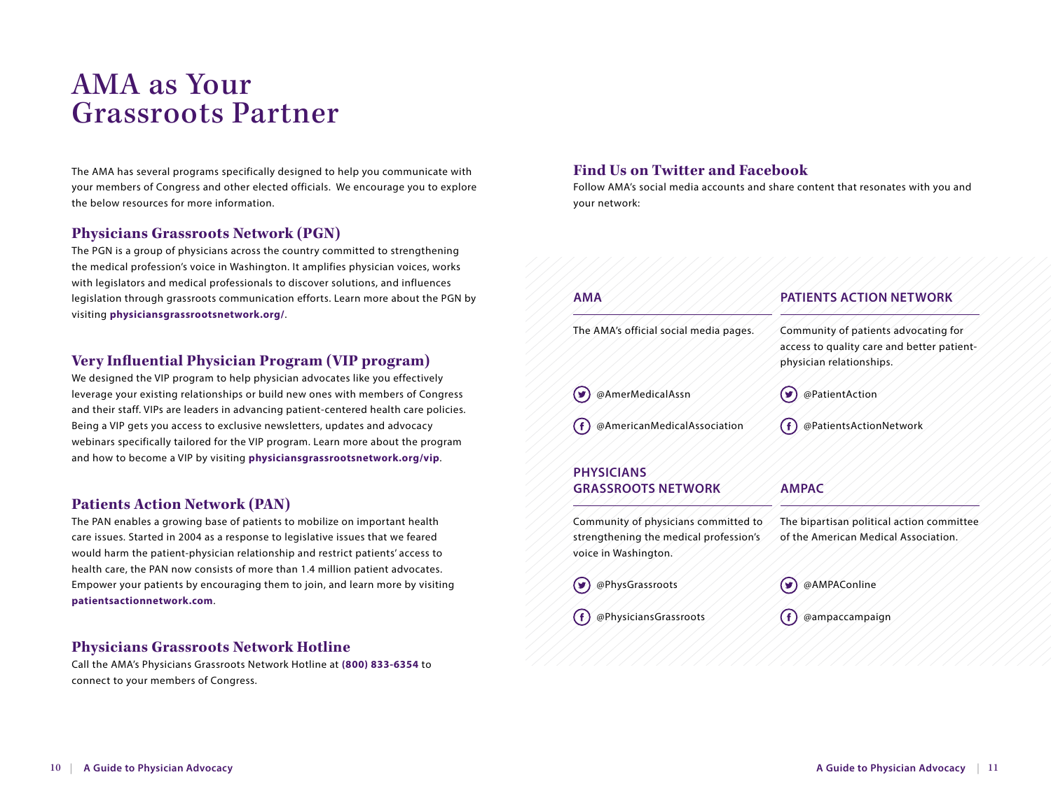# AMA as Your Grassroots Partner

The AMA has several programs specifically designed to help you communicate with your members of Congress and other elected officials. We encourage you to explore the below resources for more information.

## Physicians Grassroots Network (PGN)

The PGN is a group of physicians across the country committed to strengthening the medical profession's voice in Washington. It amplifies physician voices, works with legislators and medical professionals to discover solutions, and influences legislation through grassroots communication efforts. Learn more about the PGN by visiting **physiciansgrassrootsnetwork.org/**.

## Very Influential Physician Program (VIP program)

We designed the VIP program to help physician advocates like you effectively leverage your existing relationships or build new ones with members of Congress and their staff. VIPs are leaders in advancing patient-centered health care policies. Being a VIP gets you access to exclusive newsletters, updates and advocacy webinars specifically tailored for the VIP program. Learn more about the program and how to become a VIP by visiting **physiciansgrassrootsnetwork.org/vip**.

## Patients Action Network (PAN)

The PAN enables a growing base of patients to mobilize on important health care issues. Started in 2004 as a response to legislative issues that we feared would harm the patient-physician relationship and restrict patients' access to health care, the PAN now consists of more than 1.4 million patient advocates. Empower your patients by encouraging them to join, and learn more by visiting **patientsactionnetwork.com**.

## Physicians Grassroots Network Hotline

Call the AMA's Physicians Grassroots Network Hotline at **(800) 833-6354** to connect to your members of Congress.

## Find Us on Twitter and Facebook

Follow AMA's social media accounts and share content that resonates with you and your network:

### AMA

The AMA's official social media pages.

- Twitter: @AmerMedicalAssn
- Facebook: @AmericanMedicalAssociation

### PATIENTS ACTION NETWORK

Community of patients advocating for access to quality care and better patient-physician relationships.

- Twitter: @PatientAction
- Facebook: @PatientsActionNetwork

### PHYSICIANS GRASSROOTS NETWORK

Community of physicians committed to strengthening the medical profession's voice in Washington.

- Twitter: @PhysGrassroots
- Facebook: @PhysiciansGrassroots

### AMPAC

The bipartisan political action committee of the American Medical Association.

- Twitter: @AMPAConline
- Facebook: @ampaccampaign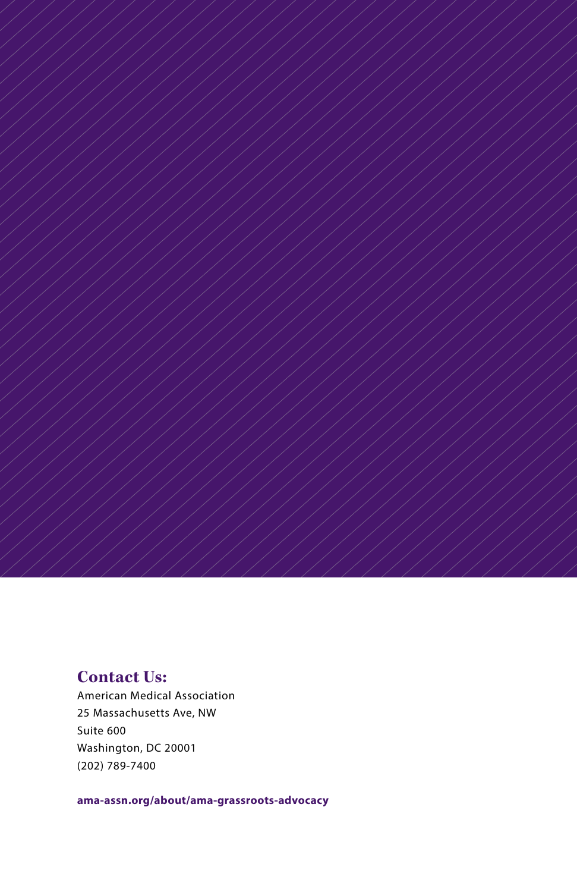## Contact Us:

American Medical Association
25 Massachusetts Ave, NW
Suite 600
Washington, DC 20001
(202) 789-7400

**ama-assn.org/about/ama-grassroots-advocacy**